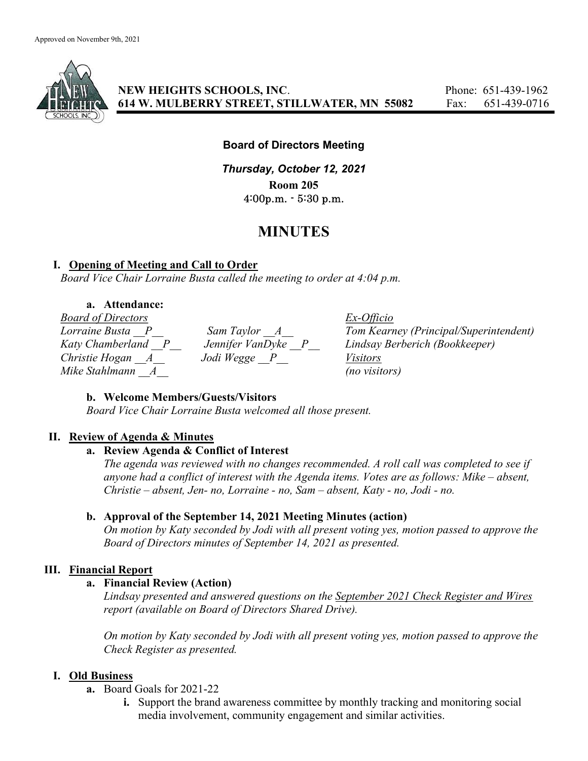Approved on November 9th, 2021

**NEW HEIGHTS SCHOOLS, INC.**
**614 W. MULBERRY STREET, STILLWATER, MN 55082**

Phone: 651-439-1962
Fax: 651-439-0716

**Board of Directors Meeting**

***Thursday, October 12, 2021***

**Room 205**

4:00p.m. - 5:30 p.m.

# MINUTES

## I. Opening of Meeting and Call to Order

*Board Vice Chair Lorraine Busta called the meeting to order at 4:04 p.m.*

### a. Attendance:

| *Board of Directors* | | *Ex-Officio* |
|---|---|---|
| *Lorraine Busta \_\_P\_\_* | *Sam Taylor \_\_A\_\_* | *Tom Kearney (Principal/Superintendent)* |
| *Katy Chamberland \_\_P\_\_* | *Jennifer VanDyke \_\_P\_\_* | *Lindsay Berberich (Bookkeeper)* |
| *Christie Hogan \_\_A\_\_* | *Jodi Wegge \_\_P\_\_* | *Visitors* |
| *Mike Stahlmann \_\_A\_\_* | | *(no visitors)* |

### b. Welcome Members/Guests/Visitors

*Board Vice Chair Lorraine Busta welcomed all those present.*

## II. Review of Agenda & Minutes

### a. Review Agenda & Conflict of Interest

*The agenda was reviewed with no changes recommended. A roll call was completed to see if anyone had a conflict of interest with the Agenda items. Votes are as follows: Mike – absent, Christie – absent, Jen- no, Lorraine - no, Sam – absent, Katy - no, Jodi - no.*

### b. Approval of the September 14, 2021 Meeting Minutes (action)

*On motion by Katy seconded by Jodi with all present voting yes, motion passed to approve the Board of Directors minutes of September 14, 2021 as presented.*

## III. Financial Report

### a. Financial Review (Action)

*Lindsay presented and answered questions on the September 2021 Check Register and Wires report (available on Board of Directors Shared Drive).*

*On motion by Katy seconded by Jodi with all present voting yes, motion passed to approve the Check Register as presented.*

## I. Old Business

**a.** Board Goals for 2021-22

**i.** Support the brand awareness committee by monthly tracking and monitoring social media involvement, community engagement and similar activities.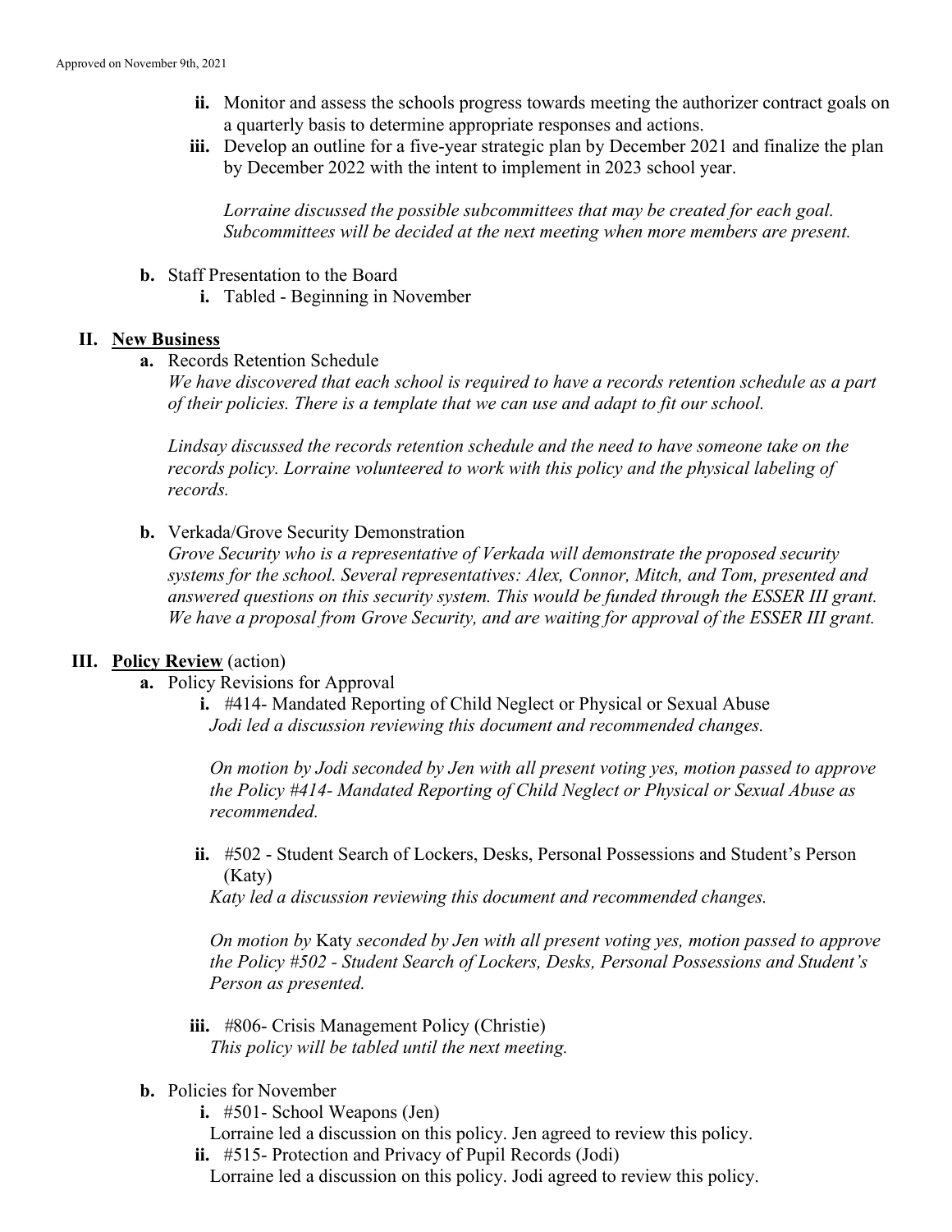ii. Monitor and assess the schools progress towards meeting the authorizer contract goals on a quarterly basis to determine appropriate responses and actions.

iii. Develop an outline for a five-year strategic plan by December 2021 and finalize the plan by December 2022 with the intent to implement in 2023 school year.

*Lorraine discussed the possible subcommittees that may be created for each goal. Subcommittees will be decided at the next meeting when more members are present.*

**b.** Staff Presentation to the Board

**i.** Tabled - Beginning in November

## II. New Business

**a.** Records Retention Schedule

*We have discovered that each school is required to have a records retention schedule as a part of their policies. There is a template that we can use and adapt to fit our school.*

*Lindsay discussed the records retention schedule and the need to have someone take on the records policy. Lorraine volunteered to work with this policy and the physical labeling of records.*

**b.** Verkada/Grove Security Demonstration

*Grove Security who is a representative of Verkada will demonstrate the proposed security systems for the school. Several representatives: Alex, Connor, Mitch, and Tom, presented and answered questions on this security system. This would be funded through the ESSER III grant. We have a proposal from Grove Security, and are waiting for approval of the ESSER III grant.*

## III. Policy Review (action)

**a.** Policy Revisions for Approval

**i.** #414- Mandated Reporting of Child Neglect or Physical or Sexual Abuse

*Jodi led a discussion reviewing this document and recommended changes.*

*On motion by Jodi seconded by Jen with all present voting yes, motion passed to approve the Policy #414- Mandated Reporting of Child Neglect or Physical or Sexual Abuse as recommended.*

**ii.** #502 - Student Search of Lockers, Desks, Personal Possessions and Student's Person (Katy)

*Katy led a discussion reviewing this document and recommended changes.*

*On motion by* Katy *seconded by Jen with all present voting yes, motion passed to approve the Policy #502 - Student Search of Lockers, Desks, Personal Possessions and Student's Person as presented.*

**iii.** #806- Crisis Management Policy (Christie)

*This policy will be tabled until the next meeting.*

**b.** Policies for November

**i.** #501- School Weapons (Jen)

Lorraine led a discussion on this policy. Jen agreed to review this policy.

**ii.** #515- Protection and Privacy of Pupil Records (Jodi)

Lorraine led a discussion on this policy. Jodi agreed to review this policy.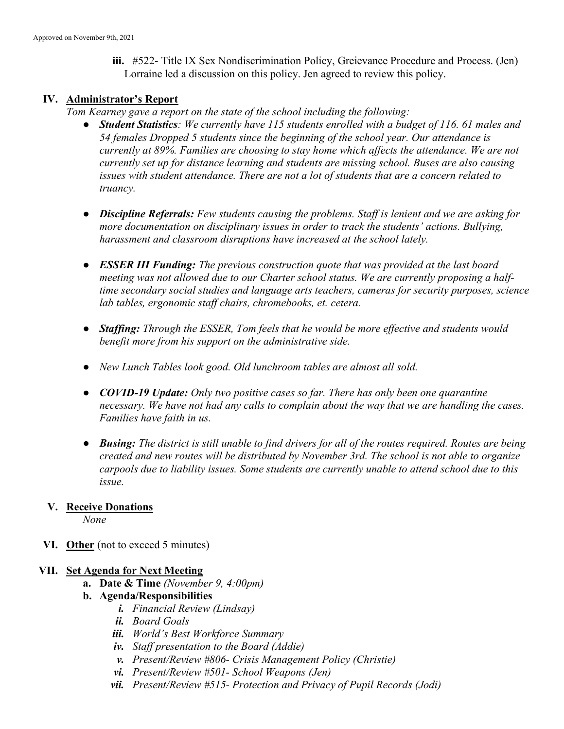Approved on November 9th, 2021

iii. #522- Title IX Sex Nondiscrimination Policy, Greievance Procedure and Process. (Jen) Lorraine led a discussion on this policy. Jen agreed to review this policy.

## IV. Administrator's Report

*Tom Kearney gave a report on the state of the school including the following:*

- ***Student Statistics****: We currently have 115 students enrolled with a budget of 116. 61 males and 54 females Dropped 5 students since the beginning of the school year. Our attendance is currently at 89%. Families are choosing to stay home which affects the attendance. We are not currently set up for distance learning and students are missing school. Buses are also causing issues with student attendance. There are not a lot of students that are a concern related to truancy.*
- ***Discipline Referrals:*** *Few students causing the problems. Staff is lenient and we are asking for more documentation on disciplinary issues in order to track the students' actions. Bullying, harassment and classroom disruptions have increased at the school lately.*
- ***ESSER III Funding:*** *The previous construction quote that was provided at the last board meeting was not allowed due to our Charter school status. We are currently proposing a half-time secondary social studies and language arts teachers, cameras for security purposes, science lab tables, ergonomic staff chairs, chromebooks, et. cetera.*
- ***Staffing:*** *Through the ESSER, Tom feels that he would be more effective and students would benefit more from his support on the administrative side.*
- *New Lunch Tables look good. Old lunchroom tables are almost all sold.*
- ***COVID-19 Update:*** *Only two positive cases so far. There has only been one quarantine necessary. We have not had any calls to complain about the way that we are handling the cases. Families have faith in us.*
- ***Busing:*** *The district is still unable to find drivers for all of the routes required. Routes are being created and new routes will be distributed by November 3rd. The school is not able to organize carpools due to liability issues. Some students are currently unable to attend school due to this issue.*

## V. Receive Donations

*None*

## VI. Other (not to exceed 5 minutes)

## VII. Set Agenda for Next Meeting

a. **Date & Time** *(November 9, 4:00pm)*

b. **Agenda/Responsibilities**

   i. *Financial Review (Lindsay)*

   ii. *Board Goals*

   iii. *World's Best Workforce Summary*

   iv. *Staff presentation to the Board (Addie)*

   v. *Present/Review #806- Crisis Management Policy (Christie)*

   vi. *Present/Review #501- School Weapons (Jen)*

   vii. *Present/Review #515- Protection and Privacy of Pupil Records (Jodi)*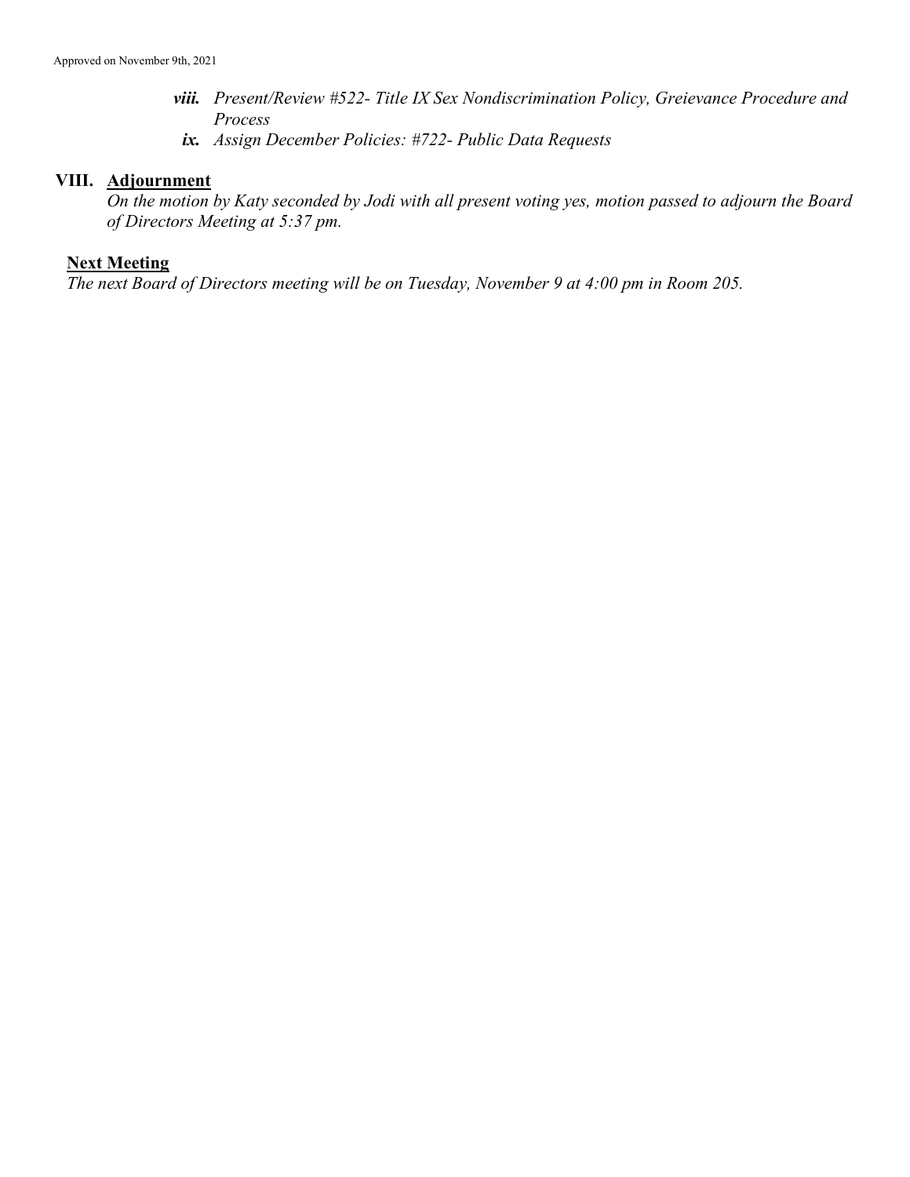*viii. Present/Review #522- Title IX Sex Nondiscrimination Policy, Greievance Procedure and Process*

*ix. Assign December Policies: #722- Public Data Requests*

## VIII. Adjournment

*On the motion by Katy seconded by Jodi with all present voting yes, motion passed to adjourn the Board of Directors Meeting at 5:37 pm.*

## Next Meeting

*The next Board of Directors meeting will be on Tuesday, November 9 at 4:00 pm in Room 205.*